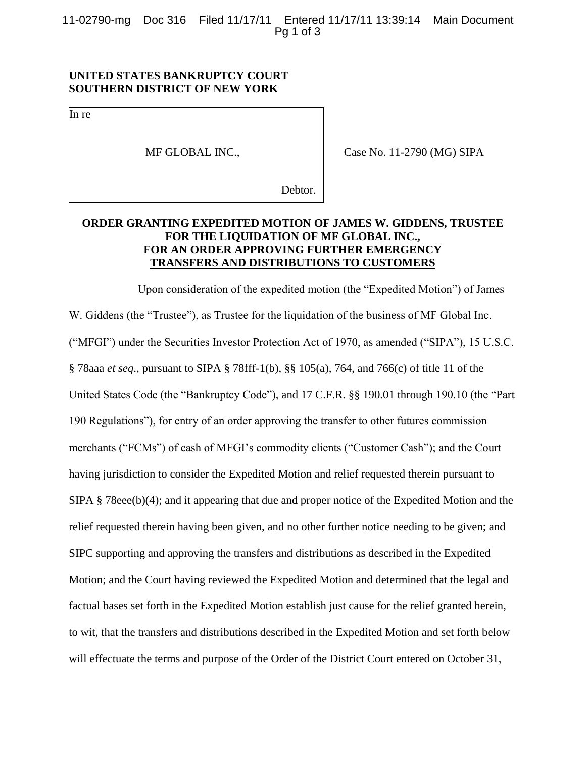**UNITED STATES BANKRUPTCY COURT**
**SOUTHERN DISTRICT OF NEW YORK**

| In re | |
|---|---|
| MF GLOBAL INC., | Case No. 11-2790 (MG) SIPA |
| Debtor. | |

**ORDER GRANTING EXPEDITED MOTION OF JAMES W. GIDDENS, TRUSTEE FOR THE LIQUIDATION OF MF GLOBAL INC., FOR AN ORDER APPROVING FURTHER EMERGENCY TRANSFERS AND DISTRIBUTIONS TO CUSTOMERS**

Upon consideration of the expedited motion (the "Expedited Motion") of James W. Giddens (the "Trustee"), as Trustee for the liquidation of the business of MF Global Inc. ("MFGI") under the Securities Investor Protection Act of 1970, as amended ("SIPA"), 15 U.S.C. § 78aaa *et seq*., pursuant to SIPA § 78fff-1(b), §§ 105(a), 764, and 766(c) of title 11 of the United States Code (the "Bankruptcy Code"), and 17 C.F.R. §§ 190.01 through 190.10 (the "Part 190 Regulations"), for entry of an order approving the transfer to other futures commission merchants ("FCMs") of cash of MFGI's commodity clients ("Customer Cash"); and the Court having jurisdiction to consider the Expedited Motion and relief requested therein pursuant to SIPA § 78eee(b)(4); and it appearing that due and proper notice of the Expedited Motion and the relief requested therein having been given, and no other further notice needing to be given; and SIPC supporting and approving the transfers and distributions as described in the Expedited Motion; and the Court having reviewed the Expedited Motion and determined that the legal and factual bases set forth in the Expedited Motion establish just cause for the relief granted herein, to wit, that the transfers and distributions described in the Expedited Motion and set forth below will effectuate the terms and purpose of the Order of the District Court entered on October 31,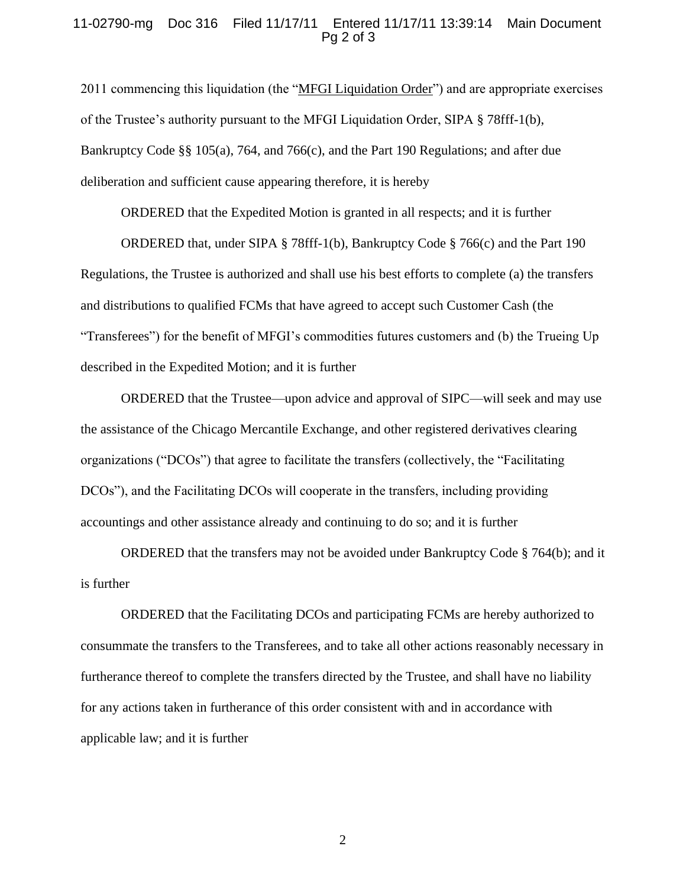2011 commencing this liquidation (the "MFGI Liquidation Order") and are appropriate exercises of the Trustee's authority pursuant to the MFGI Liquidation Order, SIPA § 78fff-1(b), Bankruptcy Code §§ 105(a), 764, and 766(c), and the Part 190 Regulations; and after due deliberation and sufficient cause appearing therefore, it is hereby

ORDERED that the Expedited Motion is granted in all respects; and it is further

ORDERED that, under SIPA § 78fff-1(b), Bankruptcy Code § 766(c) and the Part 190 Regulations, the Trustee is authorized and shall use his best efforts to complete (a) the transfers and distributions to qualified FCMs that have agreed to accept such Customer Cash (the "Transferees") for the benefit of MFGI's commodities futures customers and (b) the Trueing Up described in the Expedited Motion; and it is further

ORDERED that the Trustee—upon advice and approval of SIPC—will seek and may use the assistance of the Chicago Mercantile Exchange, and other registered derivatives clearing organizations ("DCOs") that agree to facilitate the transfers (collectively, the "Facilitating DCOs"), and the Facilitating DCOs will cooperate in the transfers, including providing accountings and other assistance already and continuing to do so; and it is further

ORDERED that the transfers may not be avoided under Bankruptcy Code § 764(b); and it is further

ORDERED that the Facilitating DCOs and participating FCMs are hereby authorized to consummate the transfers to the Transferees, and to take all other actions reasonably necessary in furtherance thereof to complete the transfers directed by the Trustee, and shall have no liability for any actions taken in furtherance of this order consistent with and in accordance with applicable law; and it is further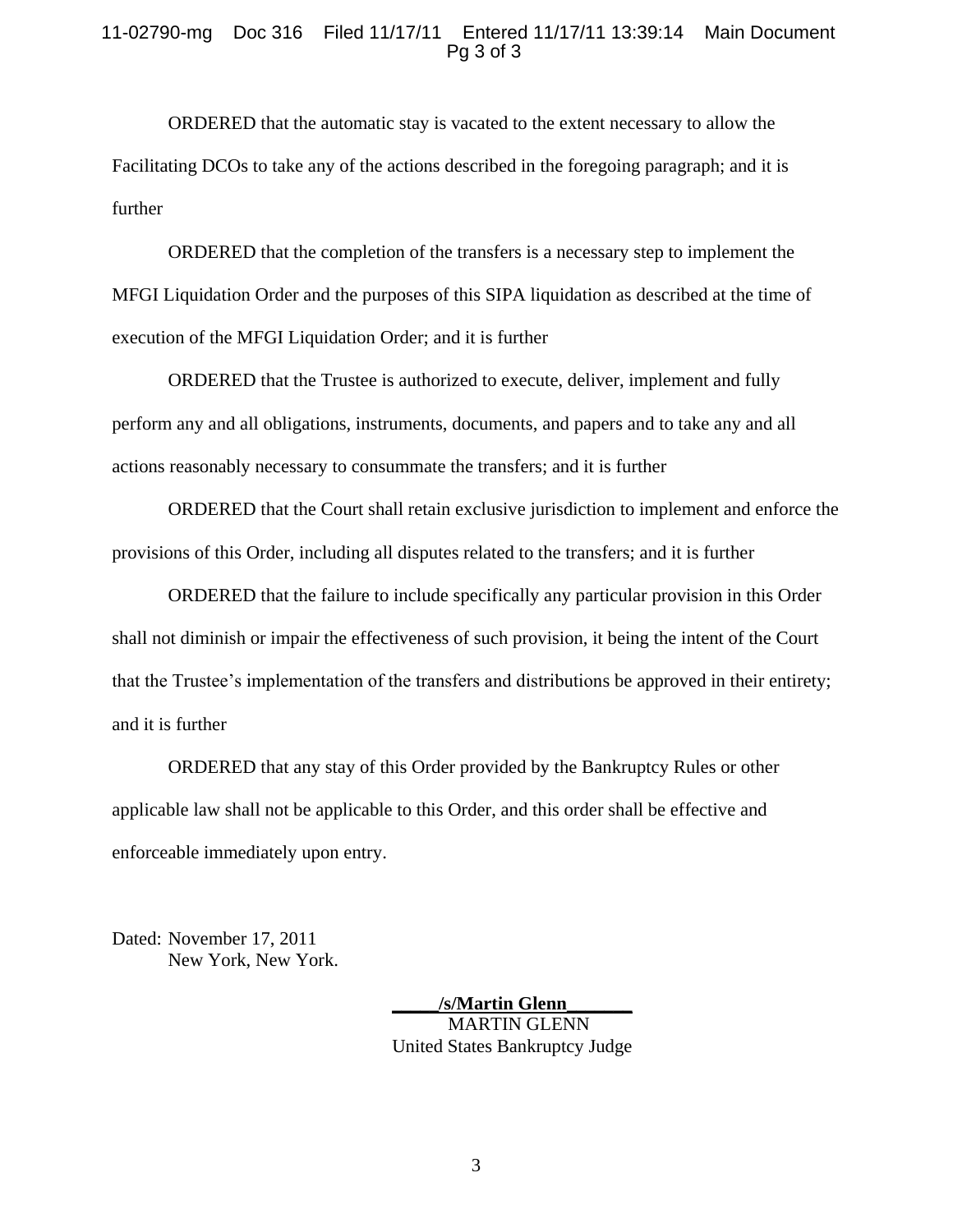ORDERED that the automatic stay is vacated to the extent necessary to allow the Facilitating DCOs to take any of the actions described in the foregoing paragraph; and it is further

ORDERED that the completion of the transfers is a necessary step to implement the MFGI Liquidation Order and the purposes of this SIPA liquidation as described at the time of execution of the MFGI Liquidation Order; and it is further

ORDERED that the Trustee is authorized to execute, deliver, implement and fully perform any and all obligations, instruments, documents, and papers and to take any and all actions reasonably necessary to consummate the transfers; and it is further

ORDERED that the Court shall retain exclusive jurisdiction to implement and enforce the provisions of this Order, including all disputes related to the transfers; and it is further

ORDERED that the failure to include specifically any particular provision in this Order shall not diminish or impair the effectiveness of such provision, it being the intent of the Court that the Trustee's implementation of the transfers and distributions be approved in their entirety; and it is further

ORDERED that any stay of this Order provided by the Bankruptcy Rules or other applicable law shall not be applicable to this Order, and this order shall be effective and enforceable immediately upon entry.

Dated: November 17, 2011
New York, New York.

**/s/Martin Glenn**
MARTIN GLENN
United States Bankruptcy Judge